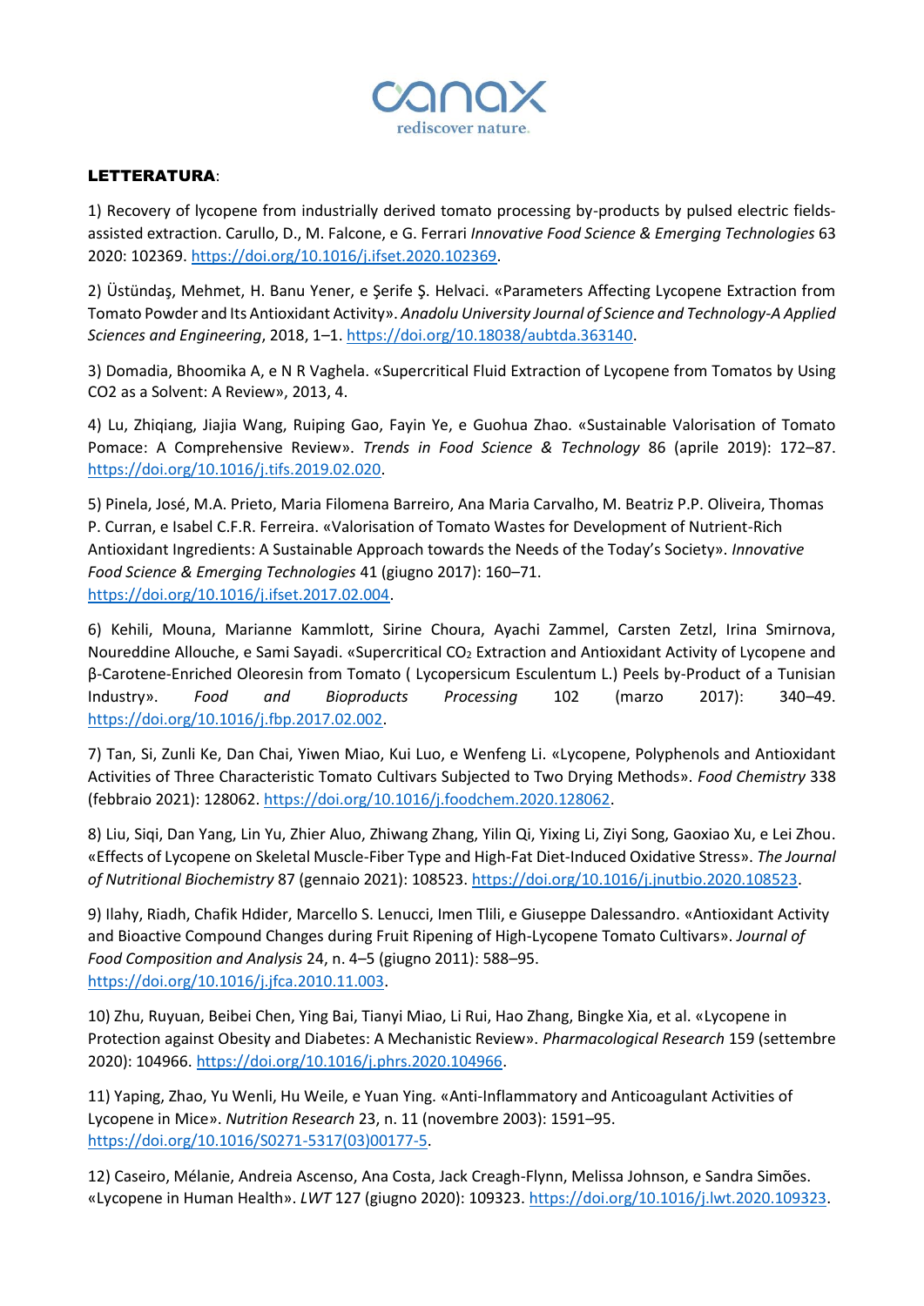**LETTERATURA**:

1) Recovery of lycopene from industrially derived tomato processing by-products by pulsed electric fields-assisted extraction. Carullo, D., M. Falcone, e G. Ferrari *Innovative Food Science & Emerging Technologies* 63 2020: 102369. https://doi.org/10.1016/j.ifset.2020.102369.

2) Üstündaş, Mehmet, H. Banu Yener, e Şerife Ş. Helvaci. «Parameters Affecting Lycopene Extraction from Tomato Powder and Its Antioxidant Activity». *Anadolu University Journal of Science and Technology-A Applied Sciences and Engineering*, 2018, 1–1. https://doi.org/10.18038/aubtda.363140.

3) Domadia, Bhoomika A, e N R Vaghela. «Supercritical Fluid Extraction of Lycopene from Tomatos by Using CO2 as a Solvent: A Review», 2013, 4.

4) Lu, Zhiqiang, Jiajia Wang, Ruiping Gao, Fayin Ye, e Guohua Zhao. «Sustainable Valorisation of Tomato Pomace: A Comprehensive Review». *Trends in Food Science & Technology* 86 (aprile 2019): 172–87. https://doi.org/10.1016/j.tifs.2019.02.020.

5) Pinela, José, M.A. Prieto, Maria Filomena Barreiro, Ana Maria Carvalho, M. Beatriz P.P. Oliveira, Thomas P. Curran, e Isabel C.F.R. Ferreira. «Valorisation of Tomato Wastes for Development of Nutrient-Rich Antioxidant Ingredients: A Sustainable Approach towards the Needs of the Today's Society». *Innovative Food Science & Emerging Technologies* 41 (giugno 2017): 160–71. https://doi.org/10.1016/j.ifset.2017.02.004.

6) Kehili, Mouna, Marianne Kammlott, Sirine Choura, Ayachi Zammel, Carsten Zetzl, Irina Smirnova, Noureddine Allouche, e Sami Sayadi. «Supercritical $CO_2$ Extraction and Antioxidant Activity of Lycopene and β-Carotene-Enriched Oleoresin from Tomato ( Lycopersicum Esculentum L.) Peels by-Product of a Tunisian Industry». *Food and Bioproducts Processing* 102 (marzo 2017): 340–49. https://doi.org/10.1016/j.fbp.2017.02.002.

7) Tan, Si, Zunli Ke, Dan Chai, Yiwen Miao, Kui Luo, e Wenfeng Li. «Lycopene, Polyphenols and Antioxidant Activities of Three Characteristic Tomato Cultivars Subjected to Two Drying Methods». *Food Chemistry* 338 (febbraio 2021): 128062. https://doi.org/10.1016/j.foodchem.2020.128062.

8) Liu, Siqi, Dan Yang, Lin Yu, Zhier Aluo, Zhiwang Zhang, Yilin Qi, Yixing Li, Ziyi Song, Gaoxiao Xu, e Lei Zhou. «Effects of Lycopene on Skeletal Muscle-Fiber Type and High-Fat Diet-Induced Oxidative Stress». *The Journal of Nutritional Biochemistry* 87 (gennaio 2021): 108523. https://doi.org/10.1016/j.jnutbio.2020.108523.

9) Ilahy, Riadh, Chafik Hdider, Marcello S. Lenucci, Imen Tlili, e Giuseppe Dalessandro. «Antioxidant Activity and Bioactive Compound Changes during Fruit Ripening of High-Lycopene Tomato Cultivars». *Journal of Food Composition and Analysis* 24, n. 4–5 (giugno 2011): 588–95. https://doi.org/10.1016/j.jfca.2010.11.003.

10) Zhu, Ruyuan, Beibei Chen, Ying Bai, Tianyi Miao, Li Rui, Hao Zhang, Bingke Xia, et al. «Lycopene in Protection against Obesity and Diabetes: A Mechanistic Review». *Pharmacological Research* 159 (settembre 2020): 104966. https://doi.org/10.1016/j.phrs.2020.104966.

11) Yaping, Zhao, Yu Wenli, Hu Weile, e Yuan Ying. «Anti-Inflammatory and Anticoagulant Activities of Lycopene in Mice». *Nutrition Research* 23, n. 11 (novembre 2003): 1591–95. https://doi.org/10.1016/S0271-5317(03)00177-5.

12) Caseiro, Mélanie, Andreia Ascenso, Ana Costa, Jack Creagh-Flynn, Melissa Johnson, e Sandra Simões. «Lycopene in Human Health». *LWT* 127 (giugno 2020): 109323. https://doi.org/10.1016/j.lwt.2020.109323.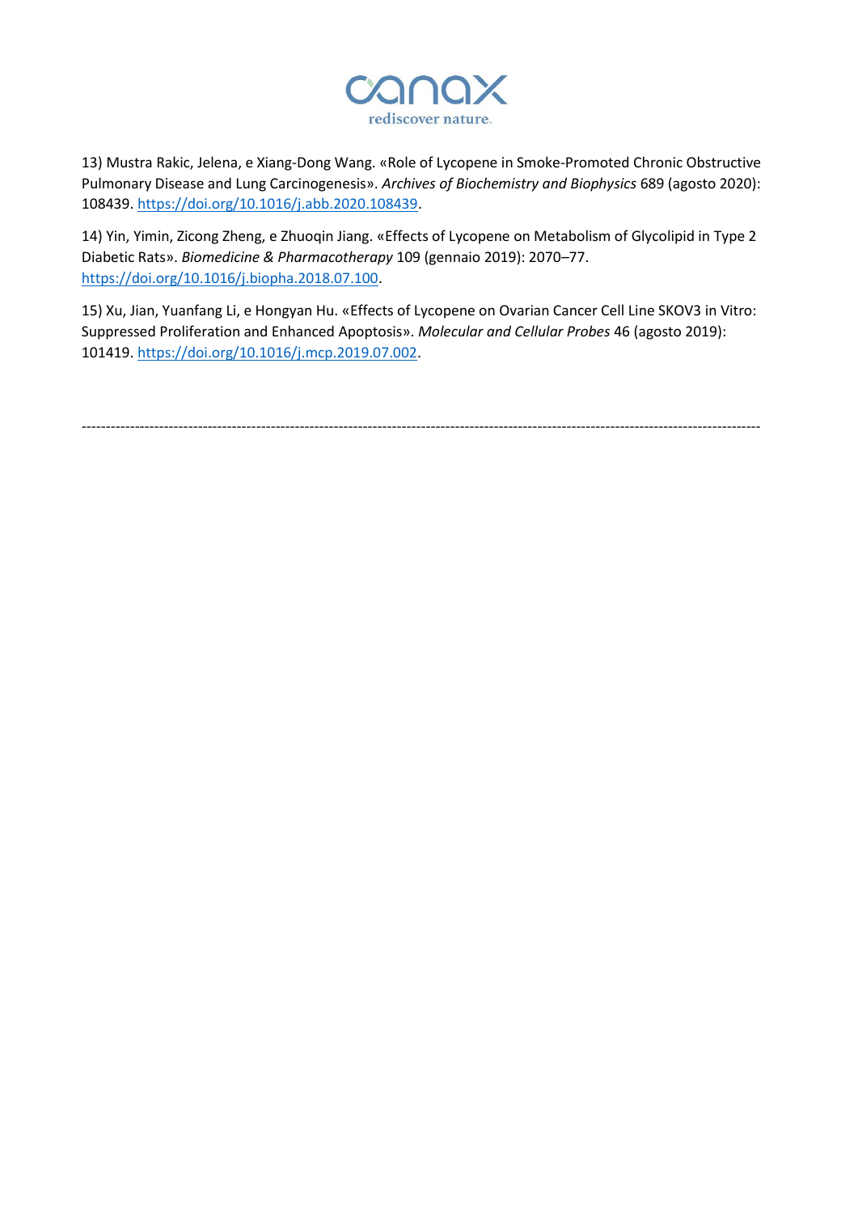13) Mustra Rakic, Jelena, e Xiang-Dong Wang. «Role of Lycopene in Smoke-Promoted Chronic Obstructive Pulmonary Disease and Lung Carcinogenesis». *Archives of Biochemistry and Biophysics* 689 (agosto 2020): 108439. https://doi.org/10.1016/j.abb.2020.108439.

14) Yin, Yimin, Zicong Zheng, e Zhuoqin Jiang. «Effects of Lycopene on Metabolism of Glycolipid in Type 2 Diabetic Rats». *Biomedicine & Pharmacotherapy* 109 (gennaio 2019): 2070–77. https://doi.org/10.1016/j.biopha.2018.07.100.

15) Xu, Jian, Yuanfang Li, e Hongyan Hu. «Effects of Lycopene on Ovarian Cancer Cell Line SKOV3 in Vitro: Suppressed Proliferation and Enhanced Apoptosis». *Molecular and Cellular Probes* 46 (agosto 2019): 101419. https://doi.org/10.1016/j.mcp.2019.07.002.

---